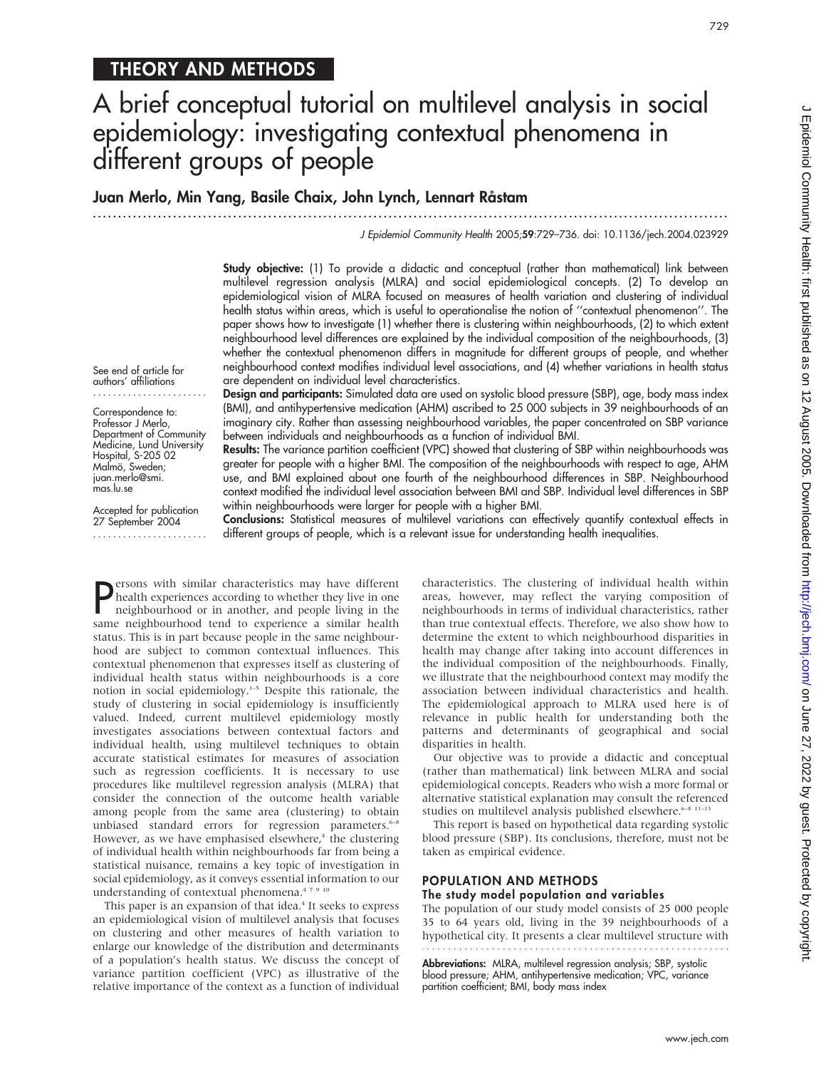THEORY AND METHODS

# A brief conceptual tutorial on multilevel analysis in social epidemiology: investigating contextual phenomena in different groups of people

**Juan Merlo, Min Yang, Basile Chaix, John Lynch, Lennart Råstam**

See end of article for authors' affiliations

Correspondence to: Professor J Merlo, Department of Community Medicine, Lund University Hospital, S-205 02 Malmö, Sweden; juan.merlo@smi.mas.lu.se

Accepted for publication 27 September 2004

**Study objective:** (1) To provide a didactic and conceptual (rather than mathematical) link between multilevel regression analysis (MLRA) and social epidemiological concepts. (2) To develop an epidemiological vision of MLRA focused on measures of health variation and clustering of individual health status within areas, which is useful to operationalise the notion of "contextual phenomenon". The paper shows how to investigate (1) whether there is clustering within neighbourhoods, (2) to which extent neighbourhood level differences are explained by the individual composition of the neighbourhoods, (3) whether the contextual phenomenon differs in magnitude for different groups of people, and whether neighbourhood context modifies individual level associations, and (4) whether variations in health status are dependent on individual level characteristics.

**Design and participants:** Simulated data are used on systolic blood pressure (SBP), age, body mass index (BMI), and antihypertensive medication (AHM) ascribed to 25 000 subjects in 39 neighbourhoods of an imaginary city. Rather than assessing neighbourhood variables, the paper concentrated on SBP variance between individuals and neighbourhoods as a function of individual BMI.

**Results:** The variance partition coefficient (VPC) showed that clustering of SBP within neighbourhoods was greater for people with a higher BMI. The composition of the neighbourhoods with respect to age, AHM use, and BMI explained about one fourth of the neighbourhood differences in SBP. Neighbourhood context modified the individual level association between BMI and SBP. Individual level differences in SBP within neighbourhoods were larger for people with a higher BMI.

**Conclusions:** Statistical measures of multilevel variations can effectively quantify contextual effects in different groups of people, which is a relevant issue for understanding health inequalities.

Persons with similar characteristics may have different health experiences according to whether they live in one neighbourhood or in another, and people living in the same neighbourhood tend to experience a similar health status. This is in part because people in the same neighbourhood are subject to common contextual influences. This contextual phenomenon that expresses itself as clustering of individual health status within neighbourhoods is a core notion in social epidemiology.[1–5] Despite this rationale, the study of clustering in social epidemiology is insufficiently valued. Indeed, current multilevel epidemiology mostly investigates associations between contextual factors and individual health, using multilevel techniques to obtain accurate statistical estimates for measures of association such as regression coefficients. It is necessary to use procedures like multilevel regression analysis (MLRA) that consider the connection of the outcome health variable among people from the same area (clustering) to obtain unbiased standard errors for regression parameters.[6–8] However, as we have emphasised elsewhere,[4] the clustering of individual health within neighbourhoods far from being a statistical nuisance, remains a key topic of investigation in social epidemiology, as it conveys essential information to our understanding of contextual phenomena.[4 7 9 10]

This paper is an expansion of that idea.[4] It seeks to express an epidemiological vision of multilevel analysis that focuses on clustering and other measures of health variation to enlarge our knowledge of the distribution and determinants of a population's health status. We discuss the concept of variance partition coefficient (VPC) as illustrative of the relative importance of the context as a function of individual characteristics. The clustering of individual health within areas, however, may reflect the varying composition of neighbourhoods in terms of individual characteristics, rather than true contextual effects. Therefore, we also show how to determine the extent to which neighbourhood disparities in health may change after taking into account differences in the individual composition of the neighbourhoods. Finally, we illustrate that the neighbourhood context may modify the association between individual characteristics and health. The epidemiological approach to MLRA used here is of relevance in public health for understanding both the patterns and determinants of geographical and social disparities in health.

Our objective was to provide a didactic and conceptual (rather than mathematical) link between MLRA and social epidemiological concepts. Readers who wish a more formal or alternative statistical explanation may consult the referenced studies on multilevel analysis published elsewhere.[6–8 11–13]

This report is based on hypothetical data regarding systolic blood pressure (SBP). Its conclusions, therefore, must not be taken as empirical evidence.

## POPULATION AND METHODS

### The study model population and variables

The population of our study model consists of 25 000 people 35 to 64 years old, living in the 39 neighbourhoods of a hypothetical city. It presents a clear multilevel structure with

**Abbreviations:** MLRA, multilevel regression analysis; SBP, systolic blood pressure; AHM, antihypertensive medication; VPC, variance partition coefficient; BMI, body mass index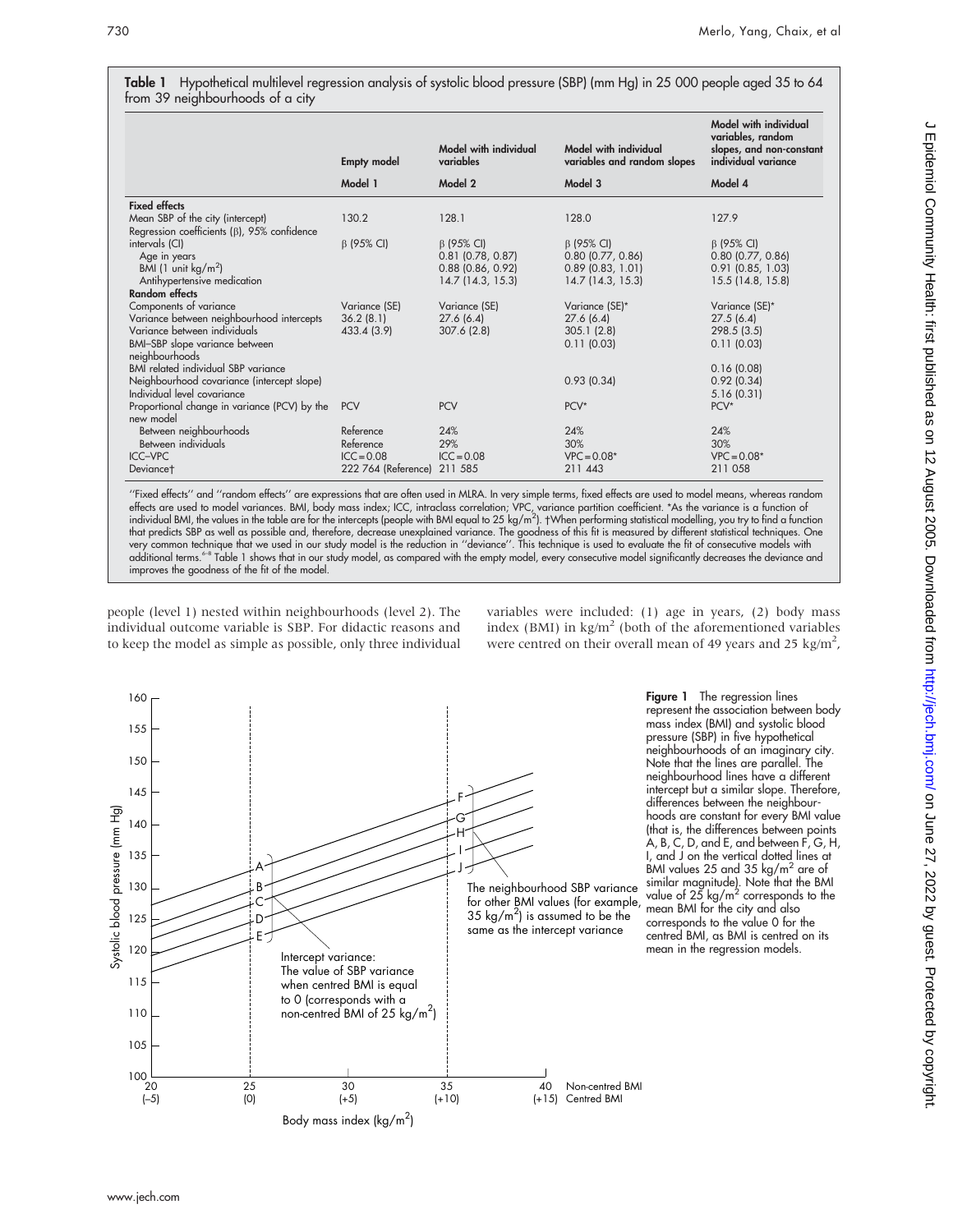**Table 1** Hypothetical multilevel regression analysis of systolic blood pressure (SBP) (mm Hg) in 25 000 people aged 35 to 64 from 39 neighbourhoods of a city

| | Empty model | Model with individual variables | Model with individual variables and random slopes | Model with individual variables, random slopes, and non-constant individual variance |
|---|---|---|---|---|
| | Model 1 | Model 2 | Model 3 | Model 4 |
| **Fixed effects** | | | | |
| Mean SBP of the city (intercept) | 130.2 | 128.1 | 128.0 | 127.9 |
| Regression coefficients (β), 95% confidence intervals (CI) | β (95% CI) | β (95% CI) | β (95% CI) | β (95% CI) |
| Age in years | | 0.81 (0.78, 0.87) | 0.80 (0.77, 0.86) | 0.80 (0.77, 0.86) |
| BMI (1 unit kg/m$^2$) | | 0.88 (0.86, 0.92) | 0.89 (0.83, 1.01) | 0.91 (0.85, 1.03) |
| Antihypertensive medication | | 14.7 (14.3, 15.3) | 14.7 (14.3, 15.3) | 15.5 (14.8, 15.8) |
| **Random effects** | | | | |
| Components of variance | Variance (SE) | Variance (SE) | Variance (SE)* | Variance (SE)* |
| Variance between neighbourhood intercepts | 36.2 (8.1) | 27.6 (6.4) | 27.6 (6.4) | 27.5 (6.4) |
| Variance between individuals | 433.4 (3.9) | 307.6 (2.8) | 305.1 (2.8) | 298.5 (3.5) |
| BMI–SBP slope variance between neighbourhoods | | | 0.11 (0.03) | 0.11 (0.03) |
| BMI related individual SBP variance | | | | 0.16 (0.08) |
| Neighbourhood covariance (intercept slope) | | | 0.93 (0.34) | 0.92 (0.34) |
| Individual level covariance | | | | 5.16 (0.31) |
| Proportional change in variance (PCV) by the new model | PCV | PCV | PCV* | PCV* |
| Between neighbourhoods | Reference | 24% | 24% | 24% |
| Between individuals | Reference | 29% | 30% | 30% |
| ICC–VPC | ICC = 0.08 | ICC = 0.08 | VPC = 0.08* | VPC = 0.08* |
| Deviance† | 222 764 (Reference) | 211 585 | 211 443 | 211 058 |

"Fixed effects" and "random effects" are expressions that are often used in MLRA. In very simple terms, fixed effects are used to model means, whereas random effects are used to model variances. BMI, body mass index; ICC, intraclass correlation; VPC, variance partition coefficient. *As the variance is a function of individual BMI, the values in the table are for the intercepts (people with BMI equal to 25 kg/m$^2$). †When performing statistical modelling, you try to find a function that predicts SBP as well as possible and, therefore, decrease unexplained variance. The goodness of this fit is measured by different statistical techniques. One very common technique that we used in our study model is the reduction in "deviance". This technique is used to evaluate the fit of consecutive models with additional terms.[6–8] Table 1 shows that in our study model, as compared with the empty model, every consecutive model significantly decreases the deviance and improves the goodness of the fit of the model.

people (level 1) nested within neighbourhoods (level 2). The individual outcome variable is SBP. For didactic reasons and to keep the model as simple as possible, only three individual variables were included: (1) age in years, (2) body mass index (BMI) in kg/m$^2$ (both of the aforementioned variables were centred on their overall mean of 49 years and 25 kg/m$^2$,

**Figure 1** The regression lines represent the association between body mass index (BMI) and systolic blood pressure (SBP) in five hypothetical neighbourhoods of an imaginary city. Note that the lines are parallel. The neighbourhood lines have a different intercept but a similar slope. Therefore, differences between the neighbourhoods are constant for every BMI value (that is, the differences between points A, B, C, D, and E, and between F, G, H, I, and J on the vertical dotted lines at BMI values 25 and 35 kg/m$^2$ are of similar magnitude). Note that the BMI value of 25 kg/m$^2$ corresponds to the mean BMI for the city and also corresponds to the value 0 for the centred BMI, as BMI is centred on its mean in the regression models.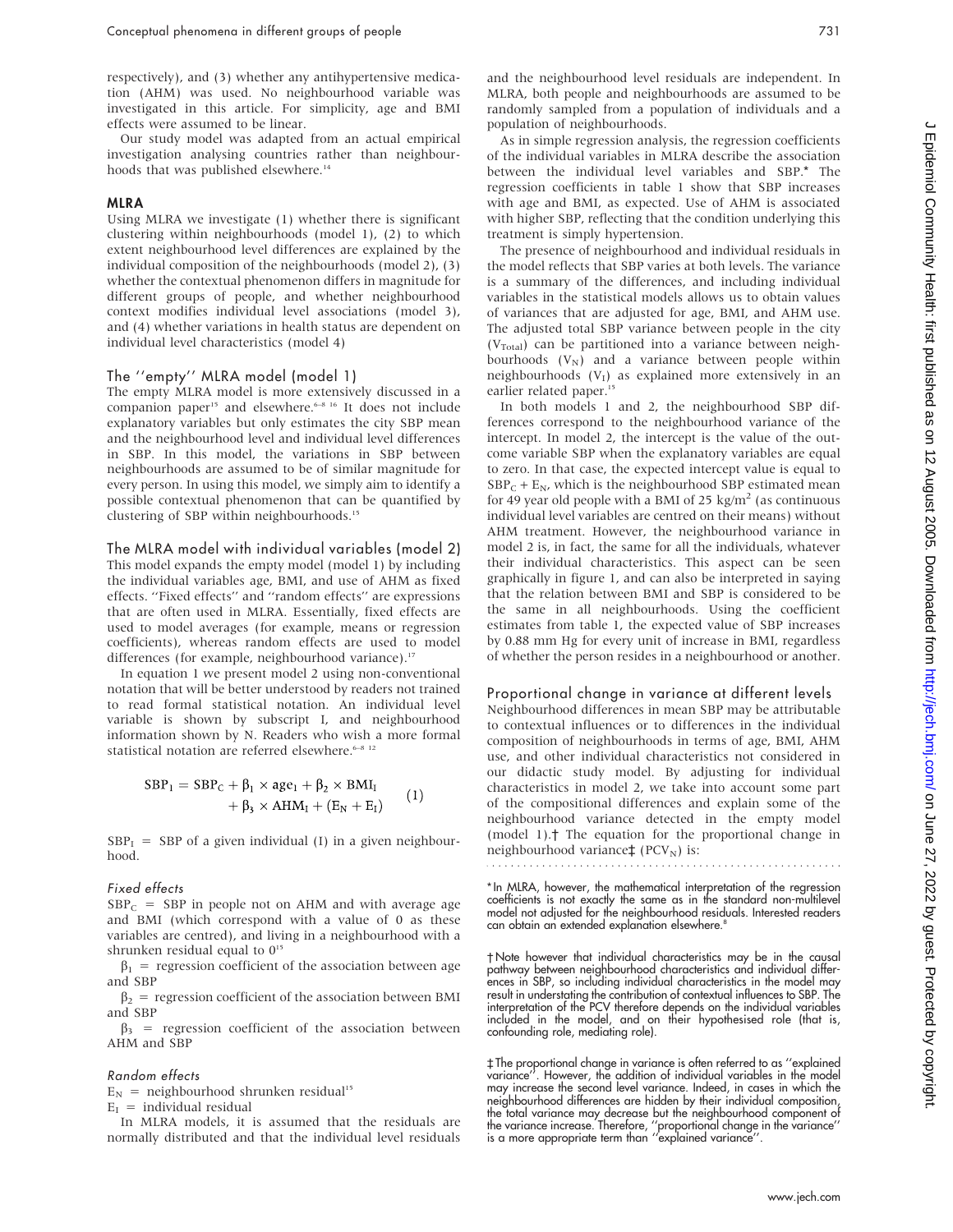respectively), and (3) whether any antihypertensive medication (AHM) was used. No neighbourhood variable was investigated in this article. For simplicity, age and BMI effects were assumed to be linear.

Our study model was adapted from an actual empirical investigation analysing countries rather than neighbourhoods that was published elsewhere.[14]

## MLRA

Using MLRA we investigate (1) whether there is significant clustering within neighbourhoods (model 1), (2) to which extent neighbourhood level differences are explained by the individual composition of the neighbourhoods (model 2), (3) whether the contextual phenomenon differs in magnitude for different groups of people, and whether neighbourhood context modifies individual level associations (model 3), and (4) whether variations in health status are dependent on individual level characteristics (model 4)

### The ''empty'' MLRA model (model 1)

The empty MLRA model is more extensively discussed in a companion paper[15] and elsewhere.[6–8 16] It does not include explanatory variables but only estimates the city SBP mean and the neighbourhood level and individual level differences in SBP. In this model, the variations in SBP between neighbourhoods are assumed to be of similar magnitude for every person. In using this model, we simply aim to identify a possible contextual phenomenon that can be quantified by clustering of SBP within neighbourhoods.[15]

### The MLRA model with individual variables (model 2)

This model expands the empty model (model 1) by including the individual variables age, BMI, and use of AHM as fixed effects. ''Fixed effects'' and ''random effects'' are expressions that are often used in MLRA. Essentially, fixed effects are used to model averages (for example, means or regression coefficients), whereas random effects are used to model differences (for example, neighbourhood variance).[17]

In equation 1 we present model 2 using non-conventional notation that will be better understood by readers not trained to read formal statistical notation. An individual level variable is shown by subscript I, and neighbourhood information shown by N. Readers who wish a more formal statistical notation are referred elsewhere.[6–8 12]

$$SBP_I = SBP_C + \beta_1 \times age_I + \beta_2 \times BMI_I + \beta_3 \times AHM_I + (E_N + E_I) \quad (1)$$

$SBP_I$ = SBP of a given individual (I) in a given neighbourhood.

#### *Fixed effects*

$SBP_C$ = SBP in people not on AHM and with average age and BMI (which correspond with a value of 0 as these variables are centred), and living in a neighbourhood with a shrunken residual equal to 0[15]

$\beta_1$ = regression coefficient of the association between age and SBP

$\beta_2$ = regression coefficient of the association between BMI and SBP

$\beta_3$ = regression coefficient of the association between AHM and SBP

#### *Random effects*

$E_N$ = neighbourhood shrunken residual[15]

$E_I$ = individual residual

In MLRA models, it is assumed that the residuals are normally distributed and that the individual level residuals and the neighbourhood level residuals are independent. In MLRA, both people and neighbourhoods are assumed to be randomly sampled from a population of individuals and a population of neighbourhoods.

As in simple regression analysis, the regression coefficients of the individual variables in MLRA describe the association between the individual level variables and SBP.* The regression coefficients in table 1 show that SBP increases with age and BMI, as expected. Use of AHM is associated with higher SBP, reflecting that the condition underlying this treatment is simply hypertension.

The presence of neighbourhood and individual residuals in the model reflects that SBP varies at both levels. The variance is a summary of the differences, and including individual variables in the statistical models allows us to obtain values of variances that are adjusted for age, BMI, and AHM use. The adjusted total SBP variance between people in the city ($V_{Total}$) can be partitioned into a variance between neighbourhoods ($V_N$) and a variance between people within neighbourhoods ($V_I$) as explained more extensively in an earlier related paper.[15]

In both models 1 and 2, the neighbourhood SBP differences correspond to the neighbourhood variance of the intercept. In model 2, the intercept is the value of the outcome variable SBP when the explanatory variables are equal to zero. In that case, the expected intercept value is equal to $SBP_C + E_N$, which is the neighbourhood SBP estimated mean for 49 year old people with a BMI of 25 kg/m$^2$ (as continuous individual level variables are centred on their means) without AHM treatment. However, the neighbourhood variance in model 2 is, in fact, the same for all the individuals, whatever their individual characteristics. This aspect can be seen graphically in figure 1, and can also be interpreted in saying that the relation between BMI and SBP is considered to be the same in all neighbourhoods. Using the coefficient estimates from table 1, the expected value of SBP increases by 0.88 mm Hg for every unit of increase in BMI, regardless of whether the person resides in a neighbourhood or another.

### Proportional change in variance at different levels

Neighbourhood differences in mean SBP may be attributable to contextual influences or to differences in the individual composition of neighbourhoods in terms of age, BMI, AHM use, and other individual characteristics not considered in our didactic study model. By adjusting for individual characteristics in model 2, we take into account some part of the compositional differences and explain some of the neighbourhood variance detected in the empty model (model 1).† The equation for the proportional change in neighbourhood variance‡ ($PCV_N$) is:

---

*In MLRA, however, the mathematical interpretation of the regression coefficients is not exactly the same as in the standard non-multilevel model not adjusted for the neighbourhood residuals. Interested readers can obtain an extended explanation elsewhere.[8]

†Note however that individual characteristics may be in the causal pathway between neighbourhood characteristics and individual differences in SBP, so including individual characteristics in the model may result in understating the contribution of contextual influences to SBP. The interpretation of the PCV therefore depends on the individual variables included in the model, and on their hypothesised role (that is, confounding role, mediating role).

‡The proportional change in variance is often referred to as ''explained variance''. However, the addition of individual variables in the model may increase the second level variance. Indeed, in cases in which the neighbourhood differences are hidden by their individual composition, the total variance may decrease but the neighbourhood component of the variance increase. Therefore, ''proportional change in the variance'' is a more appropriate term than ''explained variance''.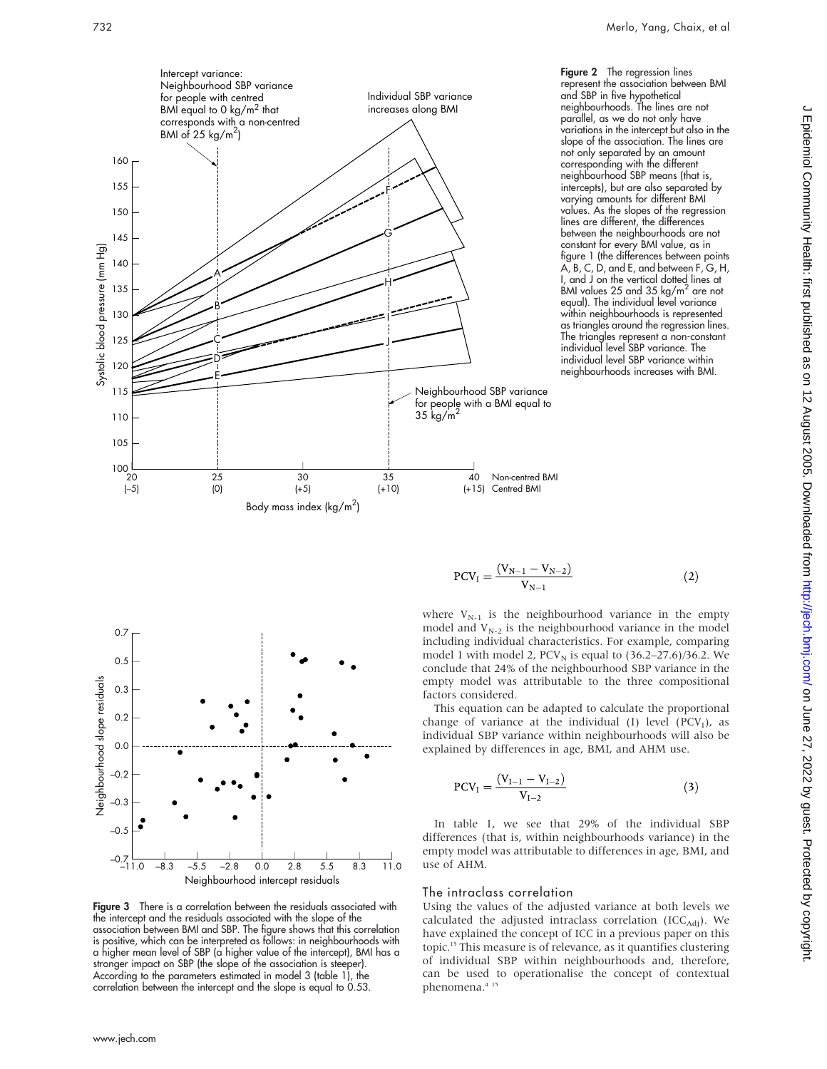**Figure 2** The regression lines represent the association between BMI and SBP in five hypothetical neighbourhoods. The lines are not parallel, as we do not only have variations in the intercept but also in the slope of the association. The lines are not only separated by an amount corresponding with the different neighbourhood SBP means (that is, intercepts), but are also separated by varying amounts for different BMI values. As the slopes of the regression lines are different, the differences between the neighbourhoods are not constant for every BMI value, as in figure 1 (the differences between points A, B, C, D, and E, and between F, G, H, I, and J on the vertical dotted lines at BMI values 25 and 35 kg/m$^2$ are not equal). The individual level variance within neighbourhoods is represented as triangles around the regression lines. The triangles represent a non-constant individual level SBP variance. The individual level SBP variance within neighbourhoods increases with BMI.

**Figure 3** There is a correlation between the residuals associated with the intercept and the residuals associated with the slope of the association between BMI and SBP. The figure shows that this correlation is positive, which can be interpreted as follows: in neighbourhoods with a higher mean level of SBP (a higher value of the intercept), BMI has a stronger impact on SBP (the slope of the association is steeper). According to the parameters estimated in model 3 (table 1), the correlation between the intercept and the slope is equal to 0.53.

$$PCV_I = \frac{(V_{N-1} - V_{N-2})}{V_{N-1}} \qquad (2)$$

where $V_{N-1}$ is the neighbourhood variance in the empty model and $V_{N-2}$ is the neighbourhood variance in the model including individual characteristics. For example, comparing model 1 with model 2, $PCV_N$ is equal to (36.2–27.6)/36.2. We conclude that 24% of the neighbourhood SBP variance in the empty model was attributable to the three compositional factors considered.

This equation can be adapted to calculate the proportional change of variance at the individual (I) level ($PCV_I$), as individual SBP variance within neighbourhoods will also be explained by differences in age, BMI, and AHM use.

$$PCV_I = \frac{(V_{I-1} - V_{I-2})}{V_{I-2}} \qquad (3)$$

In table 1, we see that 29% of the individual SBP differences (that is, within neighbourhoods variance) in the empty model was attributable to differences in age, BMI, and use of AHM.

## The intraclass correlation

Using the values of the adjusted variance at both levels we calculated the adjusted intraclass correlation ($ICC_{Adj}$). We have explained the concept of ICC in a previous paper on this topic.[15] This measure is of relevance, as it quantifies clustering of individual SBP within neighbourhoods and, therefore, can be used to operationalise the concept of contextual phenomena.[4 15]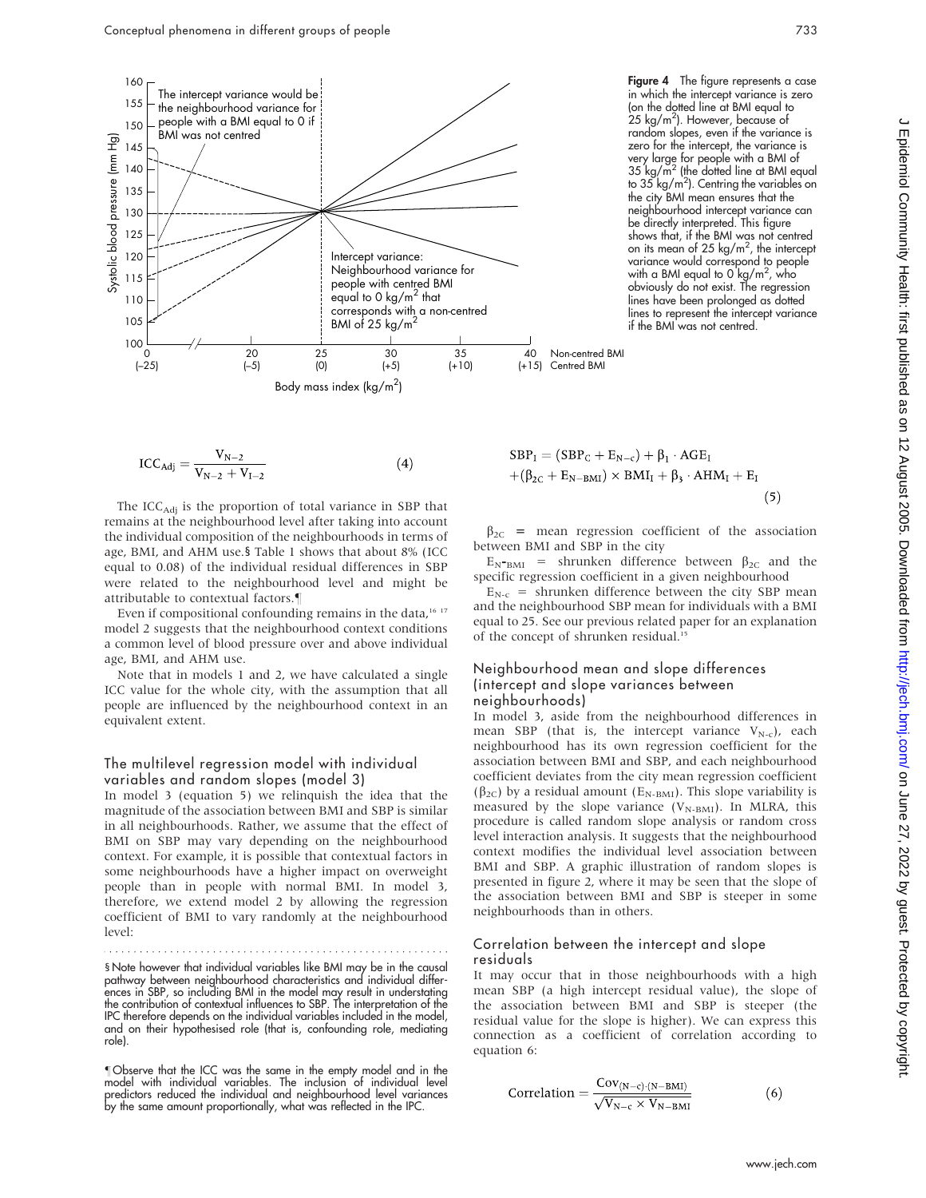Figure 4 The figure represents a case in which the intercept variance is zero (on the dotted line at BMI equal to 25 kg/m$^2$). However, because of random slopes, even if the variance is zero for the intercept, the variance is very large for people with a BMI of 35 kg/m$^2$ (the dotted line at BMI equal to 35 kg/m$^2$). Centring the variables on the city BMI mean ensures that the neighbourhood intercept variance can be directly interpreted. This figure shows that, if the BMI was not centred on its mean of 25 kg/m$^2$, the intercept variance would correspond to people with a BMI equal to 0 kg/m$^2$, who obviously do not exist. The regression lines have been prolonged as dotted lines to represent the intercept variance if the BMI was not centred.

$$ICC_{Adj} = \frac{V_{N-2}}{V_{N-2} + V_{I-2}} \quad (4)$$

The $ICC_{Adj}$ is the proportion of total variance in SBP that remains at the neighbourhood level after taking into account the individual composition of the neighbourhoods in terms of age, BMI, and AHM use.§ Table 1 shows that about 8% (ICC equal to 0.08) of the individual residual differences in SBP were related to the neighbourhood level and might be attributable to contextual factors.¶

Even if compositional confounding remains in the data,[16 17] model 2 suggests that the neighbourhood context conditions a common level of blood pressure over and above individual age, BMI, and AHM use.

Note that in models 1 and 2, we have calculated a single ICC value for the whole city, with the assumption that all people are influenced by the neighbourhood context in an equivalent extent.

## The multilevel regression model with individual variables and random slopes (model 3)

In model 3 (equation 5) we relinquish the idea that the magnitude of the association between BMI and SBP is similar in all neighbourhoods. Rather, we assume that the effect of BMI on SBP may vary depending on the neighbourhood context. For example, it is possible that contextual factors in some neighbourhoods have a higher impact on overweight people than in people with normal BMI. In model 3, therefore, we extend model 2 by allowing the regression coefficient of BMI to vary randomly at the neighbourhood level:

$$SBP_I = (SBP_C + E_{N-c}) + \beta_1 \cdot AGE_I + (\beta_{2C} + E_{N-BMI}) \times BMI_I + \beta_3 \cdot AHM_I + E_I \quad (5)$$

$\beta_{2C}$ = mean regression coefficient of the association between BMI and SBP in the city

$E_{N-BMI}$ = shrunken difference between $\beta_{2C}$ and the specific regression coefficient in a given neighbourhood

$E_{N-c}$ = shrunken difference between the city SBP mean and the neighbourhood SBP mean for individuals with a BMI equal to 25. See our previous related paper for an explanation of the concept of shrunken residual.[15]

## Neighbourhood mean and slope differences (intercept and slope variances between neighbourhoods)

In model 3, aside from the neighbourhood differences in mean SBP (that is, the intercept variance $V_{N-c}$), each neighbourhood has its own regression coefficient for the association between BMI and SBP, and each neighbourhood coefficient deviates from the city mean regression coefficient ($\beta_{2C}$) by a residual amount ($E_{N-BMI}$). This slope variability is measured by the slope variance ($V_{N-BMI}$). In MLRA, this procedure is called random slope analysis or random cross level interaction analysis. It suggests that the neighbourhood context modifies the individual level association between BMI and SBP. A graphic illustration of random slopes is presented in figure 2, where it may be seen that the slope of the association between BMI and SBP is steeper in some neighbourhoods than in others.

## Correlation between the intercept and slope residuals

It may occur that in those neighbourhoods with a high mean SBP (a high intercept residual value), the slope of the association between BMI and SBP is steeper (the residual value for the slope is higher). We can express this connection as a coefficient of correlation according to equation 6:

$$Correlation = \frac{Cov_{(N-c)\cdot(N-BMI)}}{\sqrt{V_{N-c} \times V_{N-BMI}}} \quad (6)$$

§ Note however that individual variables like BMI may be in the causal pathway between neighbourhood characteristics and individual differences in SBP, so including BMI in the model may result in understating the contribution of contextual influences to SBP. The interpretation of the IPC therefore depends on the individual variables included in the model, and on their hypothesised role (that is, confounding role, mediating role).

¶ Observe that the ICC was the same in the empty model and in the model with individual variables. The inclusion of individual level predictors reduced the individual and neighbourhood level variances by the same amount proportionally, what was reflected in the IPC.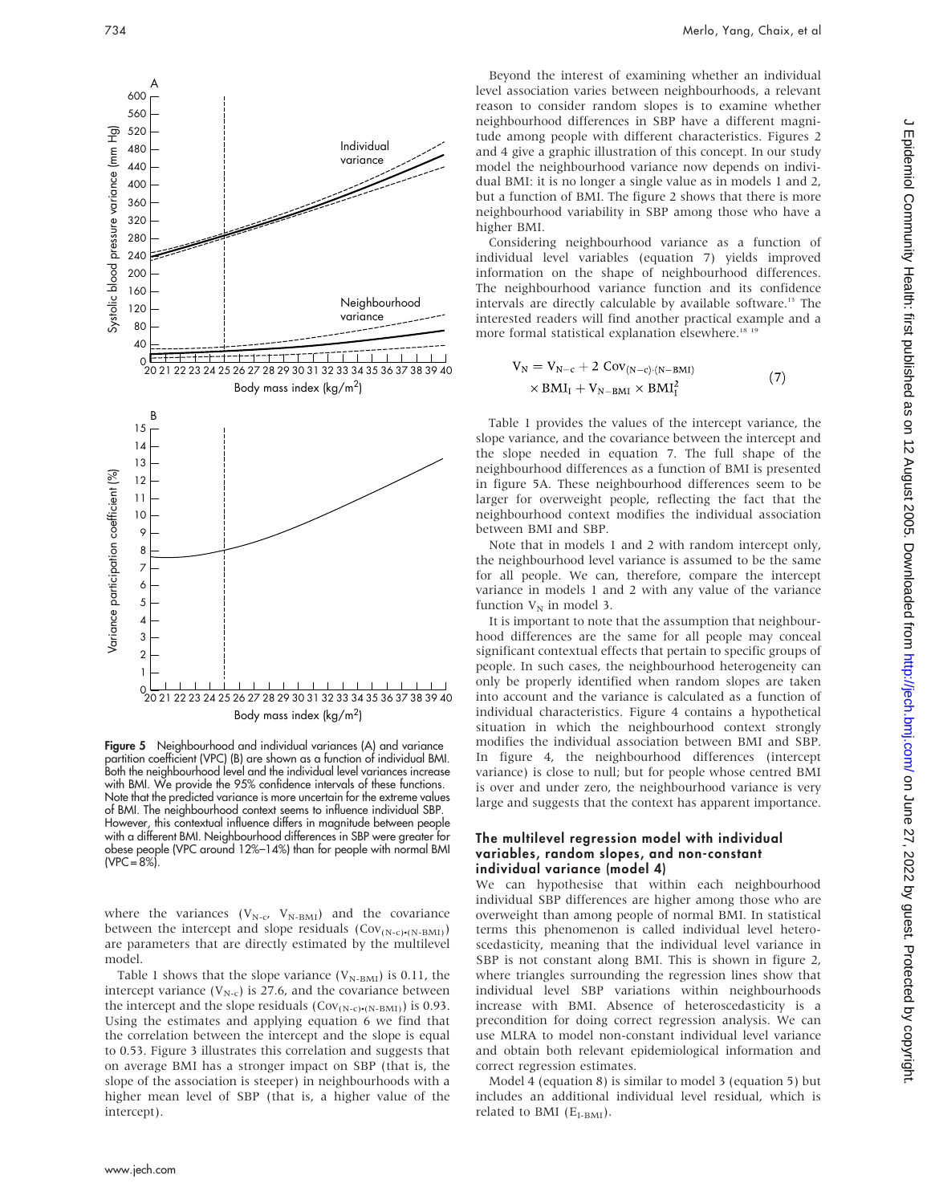Figure 5 Neighbourhood and individual variances (A) and variance partition coefficient (VPC) (B) are shown as a function of individual BMI. Both the neighbourhood level and the individual level variances increase with BMI. We provide the 95% confidence intervals of these functions. Note that the predicted variance is more uncertain for the extreme values of BMI. The neighbourhood context seems to influence individual SBP. However, this contextual influence differs in magnitude between people with a different BMI. Neighbourhood differences in SBP were greater for obese people (VPC around 12%–14%) than for people with normal BMI (VPC = 8%).

where the variances ($V_{N-c}$, $V_{N-BMI}$) and the covariance between the intercept and slope residuals ($Cov_{(N-c)\bullet(N-BMI)}$) are parameters that are directly estimated by the multilevel model.

Table 1 shows that the slope variance ($V_{N-BMI}$) is 0.11, the intercept variance ($V_{N-c}$) is 27.6, and the covariance between the intercept and the slope residuals ($Cov_{(N-c)\bullet(N-BMI)}$) is 0.93. Using the estimates and applying equation 6 we find that the correlation between the intercept and the slope is equal to 0.53. Figure 3 illustrates this correlation and suggests that on average BMI has a stronger impact on SBP (that is, the slope of the association is steeper) in neighbourhoods with a higher mean level of SBP (that is, a higher value of the intercept).

Beyond the interest of examining whether an individual level association varies between neighbourhoods, a relevant reason to consider random slopes is to examine whether neighbourhood differences in SBP have a different magnitude among people with different characteristics. Figures 2 and 4 give a graphic illustration of this concept. In our study model the neighbourhood variance now depends on individual BMI: it is no longer a single value as in models 1 and 2, but a function of BMI. The figure 2 shows that there is more neighbourhood variability in SBP among those who have a higher BMI.

Considering neighbourhood variance as a function of individual level variables (equation 7) yields improved information on the shape of neighbourhood differences. The neighbourhood variance function and its confidence intervals are directly calculable by available software.[13] The interested readers will find another practical example and a more formal statistical explanation elsewhere.[18 19]

$$V_N = V_{N-c} + 2\ Cov_{(N-c)\cdot(N-BMI)} \times BMI_I + V_{N-BMI} \times BMI_I^2 \quad (7)$$

Table 1 provides the values of the intercept variance, the slope variance, and the covariance between the intercept and the slope needed in equation 7. The full shape of the neighbourhood differences as a function of BMI is presented in figure 5A. These neighbourhood differences seem to be larger for overweight people, reflecting the fact that the neighbourhood context modifies the individual association between BMI and SBP.

Note that in models 1 and 2 with random intercept only, the neighbourhood level variance is assumed to be the same for all people. We can, therefore, compare the intercept variance in models 1 and 2 with any value of the variance function $V_N$ in model 3.

It is important to note that the assumption that neighbourhood differences are the same for all people may conceal significant contextual effects that pertain to specific groups of people. In such cases, the neighbourhood heterogeneity can only be properly identified when random slopes are taken into account and the variance is calculated as a function of individual characteristics. Figure 4 contains a hypothetical situation in which the neighbourhood context strongly modifies the individual association between BMI and SBP. In figure 4, the neighbourhood differences (intercept variance) is close to null; but for people whose centred BMI is over and under zero, the neighbourhood variance is very large and suggests that the context has apparent importance.

### The multilevel regression model with individual variables, random slopes, and non-constant individual variance (model 4)

We can hypothesise that within each neighbourhood individual SBP differences are higher among those who are overweight than among people of normal BMI. In statistical terms this phenomenon is called individual level heteroscedasticity, meaning that the individual level variance in SBP is not constant along BMI. This is shown in figure 2, where triangles surrounding the regression lines show that individual level SBP variations within neighbourhoods increase with BMI. Absence of heteroscedasticity is a precondition for doing correct regression analysis. We can use MLRA to model non-constant individual level variance and obtain both relevant epidemiological information and correct regression estimates.

Model 4 (equation 8) is similar to model 3 (equation 5) but includes an additional individual level residual, which is related to BMI ($E_{I-BMI}$).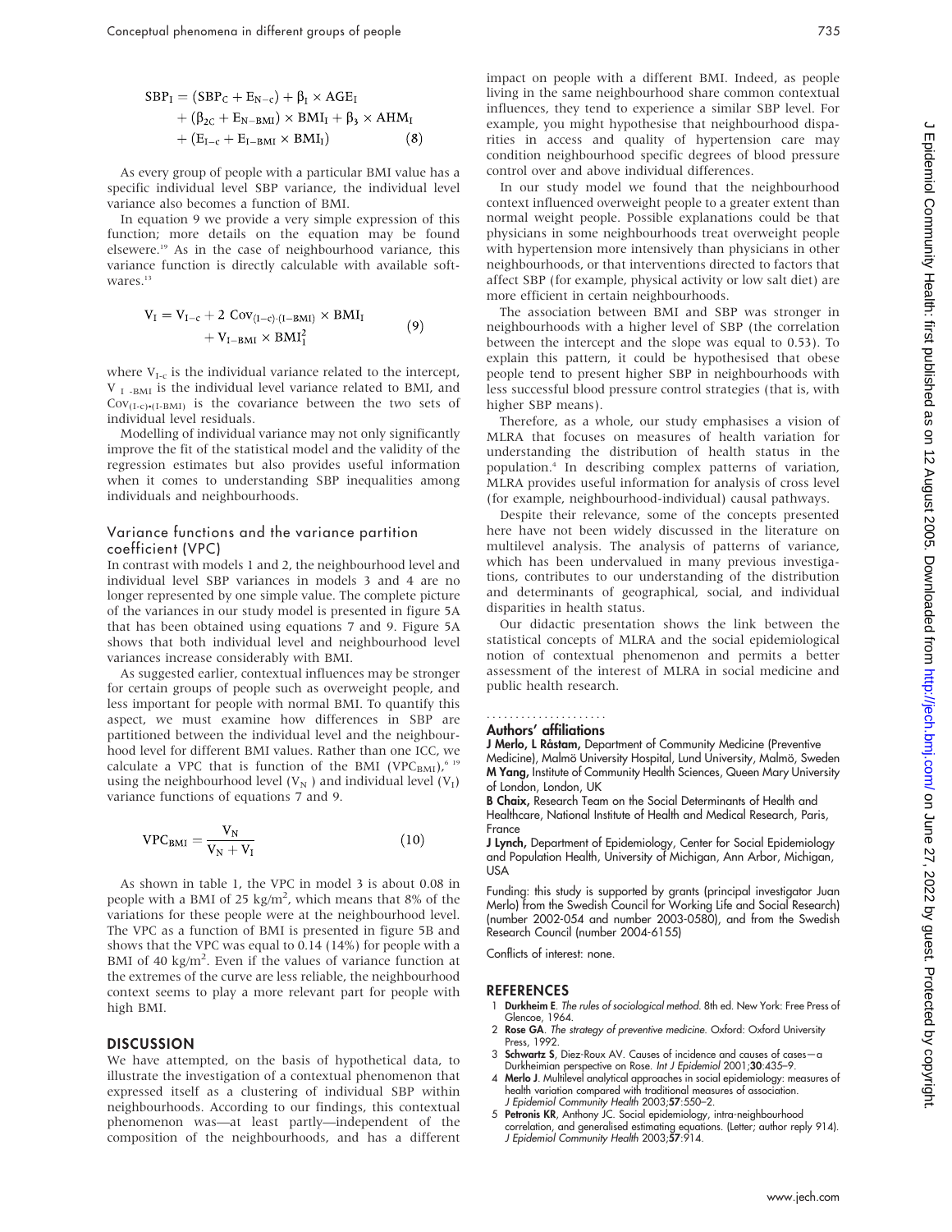$$\mathrm{SBP_I = (SBP_C + E_{N-c}) + \beta_I \times AGE_I + (\beta_{2C} + E_{N-BMI}) \times BMI_I + \beta_3 \times AHM_I + (E_{I-c} + E_{I-BMI} \times BMI_I)} \quad (8)$$

As every group of people with a particular BMI value has a specific individual level SBP variance, the individual level variance also becomes a function of BMI.

In equation 9 we provide a very simple expression of this function; more details on the equation may be found elsewhere.[19] As in the case of neighbourhood variance, this variance function is directly calculable with available softwares.[13]

$$\mathrm{V_I = V_{I-c} + 2\ Cov_{(I-c)\cdot(I-BMI)} \times BMI_I + V_{I-BMI} \times BMI_I^2} \quad (9)$$

where $V_{I\text{-}c}$ is the individual variance related to the intercept, $V_{I\text{-}BMI}$ is the individual level variance related to BMI, and $Cov_{(I\text{-}c)\bullet(I\text{-}BMI)}$ is the covariance between the two sets of individual level residuals.

Modelling of individual variance may not only significantly improve the fit of the statistical model and the validity of the regression estimates but also provides useful information when it comes to understanding SBP inequalities among individuals and neighbourhoods.

### Variance functions and the variance partition coefficient (VPC)

In contrast with models 1 and 2, the neighbourhood level and individual level SBP variances in models 3 and 4 are no longer represented by one simple value. The complete picture of the variances in our study model is presented in figure 5A that has been obtained using equations 7 and 9. Figure 5A shows that both individual level and neighbourhood level variances increase considerably with BMI.

As suggested earlier, contextual influences may be stronger for certain groups of people such as overweight people, and less important for people with normal BMI. To quantify this aspect, we must examine how differences in SBP are partitioned between the individual level and the neighbourhood level for different BMI values. Rather than one ICC, we calculate a VPC that is function of the BMI ($VPC_{BMI}$),[6 19] using the neighbourhood level ($V_N$) and individual level ($V_I$) variance functions of equations 7 and 9.

$$\mathrm{VPC_{BMI}} = \frac{\mathrm{V_N}}{\mathrm{V_N + V_I}} \quad (10)$$

As shown in table 1, the VPC in model 3 is about 0.08 in people with a BMI of 25 kg/m$^2$, which means that 8% of the variations for these people were at the neighbourhood level. The VPC as a function of BMI is presented in figure 5B and shows that the VPC was equal to 0.14 (14%) for people with a BMI of 40 kg/m$^2$. Even if the values of variance function at the extremes of the curve are less reliable, the neighbourhood context seems to play a more relevant part for people with high BMI.

## DISCUSSION

We have attempted, on the basis of hypothetical data, to illustrate the investigation of a contextual phenomenon that expressed itself as a clustering of individual SBP within neighbourhoods. According to our findings, this contextual phenomenon was—at least partly—independent of the composition of the neighbourhoods, and has a different impact on people with a different BMI. Indeed, as people living in the same neighbourhood share common contextual influences, they tend to experience a similar SBP level. For example, you might hypothesise that neighbourhood disparities in access and quality of hypertension care may condition neighbourhood specific degrees of blood pressure control over and above individual differences.

In our study model we found that the neighbourhood context influenced overweight people to a greater extent than normal weight people. Possible explanations could be that physicians in some neighbourhoods treat overweight people with hypertension more intensively than physicians in other neighbourhoods, or that interventions directed to factors that affect SBP (for example, physical activity or low salt diet) are more efficient in certain neighbourhoods.

The association between BMI and SBP was stronger in neighbourhoods with a higher level of SBP (the correlation between the intercept and the slope was equal to 0.53). To explain this pattern, it could be hypothesised that obese people tend to present higher SBP in neighbourhoods with less successful blood pressure control strategies (that is, with higher SBP means).

Therefore, as a whole, our study emphasises a vision of MLRA that focuses on measures of health variation for understanding the distribution of health status in the population.[4] In describing complex patterns of variation, MLRA provides useful information for analysis of cross level (for example, neighbourhood-individual) causal pathways.

Despite their relevance, some of the concepts presented here have not been widely discussed in the literature on multilevel analysis. The analysis of patterns of variance, which has been undervalued in many previous investigations, contributes to our understanding of the distribution and determinants of geographical, social, and individual disparities in health status.

Our didactic presentation shows the link between the statistical concepts of MLRA and the social epidemiological notion of contextual phenomenon and permits a better assessment of the interest of MLRA in social medicine and public health research.

### Authors' affiliations

**J Merlo, L Råstam,** Department of Community Medicine (Preventive Medicine), Malmö University Hospital, Lund University, Malmö, Sweden
**M Yang,** Institute of Community Health Sciences, Queen Mary University of London, London, UK
**B Chaix,** Research Team on the Social Determinants of Health and Healthcare, National Institute of Health and Medical Research, Paris, France
**J Lynch,** Department of Epidemiology, Center for Social Epidemiology and Population Health, University of Michigan, Ann Arbor, Michigan, USA

Funding: this study is supported by grants (principal investigator Juan Merlo) from the Swedish Council for Working Life and Social Research) (number 2002-054 and number 2003-0580), and from the Swedish Research Council (number 2004-6155)

Conflicts of interest: none.

## REFERENCES

1. **Durkheim E**. *The rules of sociological method.* 8th ed. New York: Free Press of Glencoe, 1964.
2. **Rose GA**. *The strategy of preventive medicine.* Oxford: Oxford University Press, 1992.
3. **Schwartz S**, Diez-Roux AV. Causes of incidence and causes of cases—a Durkheimian perspective on Rose. *Int J Epidemiol* 2001;**30**:435–9.
4. **Merlo J**. Multilevel analytical approaches in social epidemiology: measures of health variation compared with traditional measures of association. *J Epidemiol Community Health* 2003;**57**:550–2.
5. **Petronis KR**, Anthony JC. Social epidemiology, intra-neighbourhood correlation, and generalised estimating equations. (Letter; author reply 914). *J Epidemiol Community Health* 2003;**57**:914.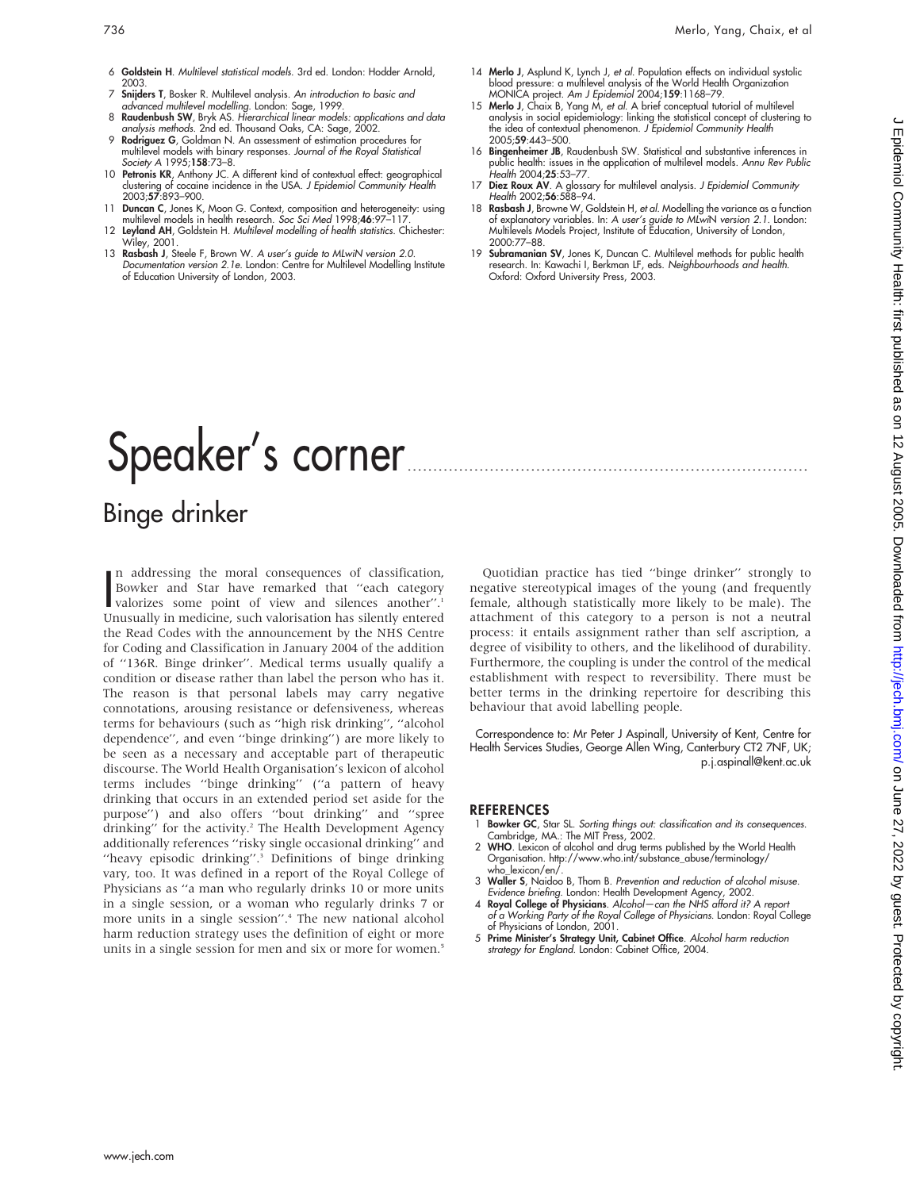6 **Goldstein H**. *Multilevel statistical models*. 3rd ed. London: Hodder Arnold, 2003.
7 **Snijders T**, Bosker R. Multilevel analysis. *An introduction to basic and advanced multilevel modelling*. London: Sage, 1999.
8 **Raudenbush SW**, Bryk AS. *Hierarchical linear models: applications and data analysis methods*. 2nd ed. Thousand Oaks, CA: Sage, 2002.
9 **Rodriguez G**, Goldman N. An assessment of estimation procedures for multilevel models with binary responses. *Journal of the Royal Statistical Society A* 1995;**158**:73–8.
10 **Petronis KR**, Anthony JC. A different kind of contextual effect: geographical clustering of cocaine incidence in the USA. *J Epidemiol Community Health* 2003;**57**:893–900.
11 **Duncan C**, Jones K, Moon G. Context, composition and heterogeneity: using multilevel models in health research. *Soc Sci Med* 1998;**46**:97–117.
12 **Leyland AH**, Goldstein H. *Multilevel modelling of health statistics*. Chichester: Wiley, 2001.
13 **Rasbash J**, Steele F, Brown W. *A user's guide to MLwiN version 2.0. Documentation version 2.1e*. London: Centre for Multilevel Modelling Institute of Education University of London, 2003.
14 **Merlo J**, Asplund K, Lynch J, *et al*. Population effects on individual systolic blood pressure: a multilevel analysis of the World Health Organization MONICA project. *Am J Epidemiol* 2004;**159**:1168–79.
15 **Merlo J**, Chaix B, Yang M, *et al*. A brief conceptual tutorial of multilevel analysis in social epidemiology: linking the statistical concept of clustering to the idea of contextual phenomenon. *J Epidemiol Community Health* 2005;**59**:443–500.
16 **Bingenheimer JB**, Raudenbush SW. Statistical and substantive inferences in public health: issues in the application of multilevel models. *Annu Rev Public Health* 2004;**25**:53–77.
17 **Diez Roux AV**. A glossary for multilevel analysis. *J Epidemiol Community Health* 2002;**56**:588–94.
18 **Rasbash J**, Browne W, Goldstein H, *et al*. Modelling the variance as a function of explanatory variables. In: *A user's guide to MLwiN version 2.1*. London: Multilevels Models Project, Institute of Education, University of London, 2000:77–88.
19 **Subramanian SV**, Jones K, Duncan C. Multilevel methods for public health research. In: Kawachi I, Berkman LF, eds. *Neighbourhoods and health*. Oxford: Oxford University Press, 2003.

# Speaker's corner

## Binge drinker

In addressing the moral consequences of classification, Bowker and Star have remarked that "each category valorizes some point of view and silences another".[1] Unusually in medicine, such valorisation has silently entered the Read Codes with the announcement by the NHS Centre for Coding and Classification in January 2004 of the addition of "136R. Binge drinker". Medical terms usually qualify a condition or disease rather than label the person who has it. The reason is that personal labels may carry negative connotations, arousing resistance or defensiveness, whereas terms for behaviours (such as "high risk drinking", "alcohol dependence", and even "binge drinking") are more likely to be seen as a necessary and acceptable part of therapeutic discourse. The World Health Organisation's lexicon of alcohol terms includes "binge drinking" ("a pattern of heavy drinking that occurs in an extended period set aside for the purpose") and also offers "bout drinking" and "spree drinking" for the activity.[2] The Health Development Agency additionally references "risky single occasional drinking" and "heavy episodic drinking".[3] Definitions of binge drinking vary, too. It was defined in a report of the Royal College of Physicians as "a man who regularly drinks 10 or more units in a single session, or a woman who regularly drinks 7 or more units in a single session".[4] The new national alcohol harm reduction strategy uses the definition of eight or more units in a single session for men and six or more for women.[5]

Quotidian practice has tied "binge drinker" strongly to negative stereotypical images of the young (and frequently female, although statistically more likely to be male). The attachment of this category to a person is not a neutral process: it entails assignment rather than self ascription, a degree of visibility to others, and the likelihood of durability. Furthermore, the coupling is under the control of the medical establishment with respect to reversibility. There must be better terms in the drinking repertoire for describing this behaviour that avoid labelling people.

Correspondence to: Mr Peter J Aspinall, University of Kent, Centre for Health Services Studies, George Allen Wing, Canterbury CT2 7NF, UK; p.j.aspinall@kent.ac.uk

### REFERENCES

1 **Bowker GC**, Star SL. *Sorting things out: classification and its consequences*. Cambridge, MA.: The MIT Press, 2002.
2 **WHO**. Lexicon of alcohol and drug terms published by the World Health Organisation. http://www.who.int/substance_abuse/terminology/who_lexicon/en/.
3 **Waller S**, Naidoo B, Thom B. *Prevention and reduction of alcohol misuse. Evidence briefing*. London: Health Development Agency, 2002.
4 **Royal College of Physicians**. *Alcohol—can the NHS afford it? A report of a Working Party of the Royal College of Physicians*. London: Royal College of Physicians of London, 2001.
5 **Prime Minister's Strategy Unit, Cabinet Office**. *Alcohol harm reduction strategy for England*. London: Cabinet Office, 2004.